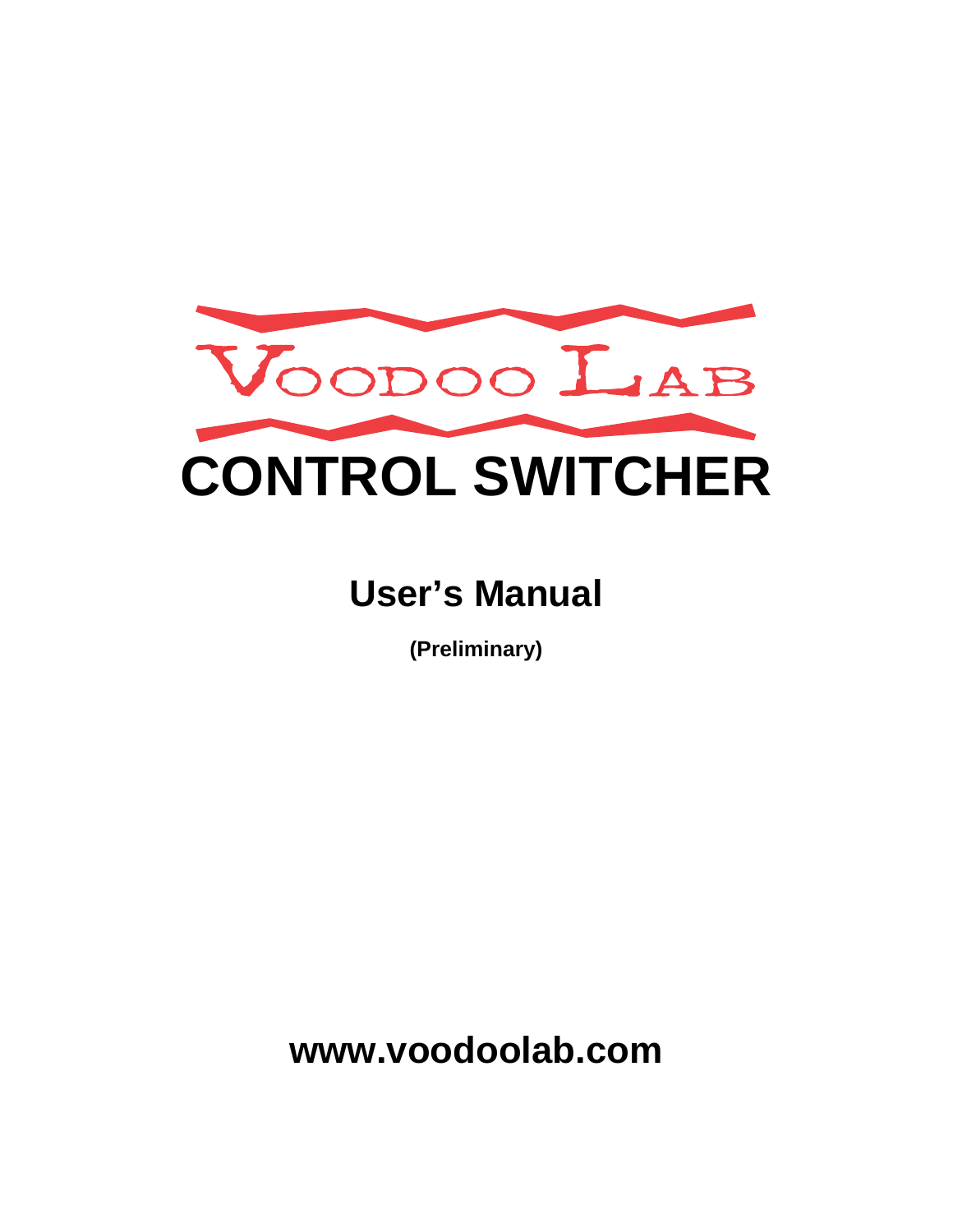VOODOO LAB

# CONTROL SWITCHER

## User's Manual

**(Preliminary)**

**www.voodoolab.com**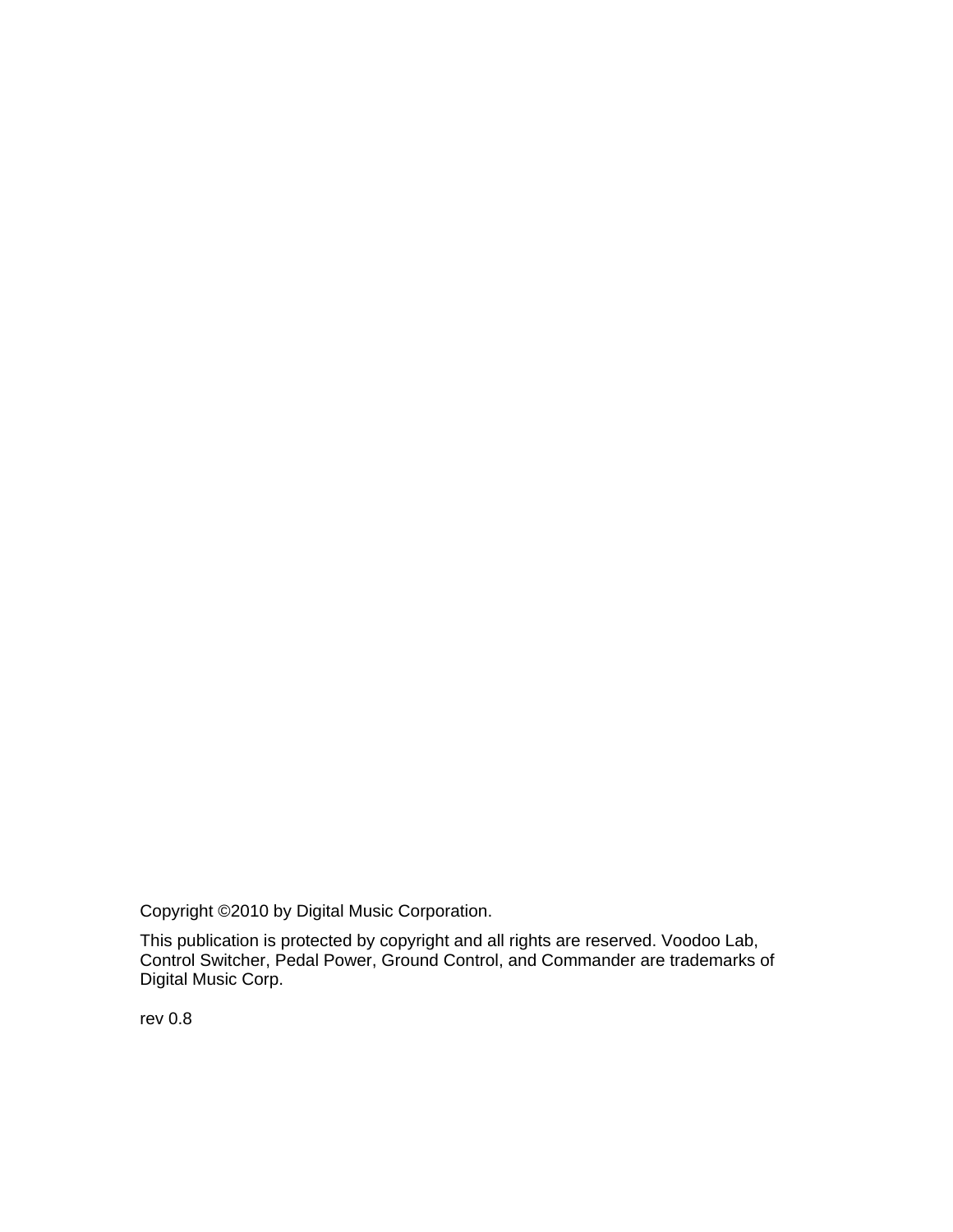Copyright ©2010 by Digital Music Corporation.

This publication is protected by copyright and all rights are reserved. Voodoo Lab, Control Switcher, Pedal Power, Ground Control, and Commander are trademarks of Digital Music Corp.

rev 0.8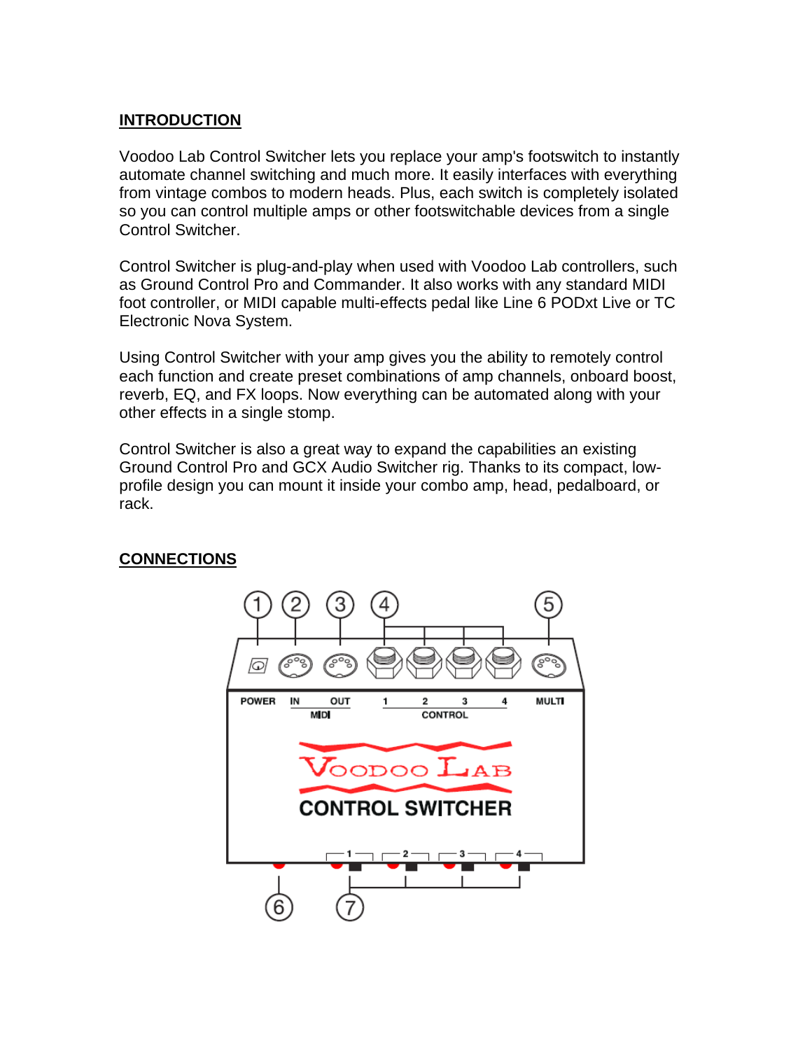## INTRODUCTION

Voodoo Lab Control Switcher lets you replace your amp's footswitch to instantly automate channel switching and much more. It easily interfaces with everything from vintage combos to modern heads. Plus, each switch is completely isolated so you can control multiple amps or other footswitchable devices from a single Control Switcher.

Control Switcher is plug-and-play when used with Voodoo Lab controllers, such as Ground Control Pro and Commander. It also works with any standard MIDI foot controller, or MIDI capable multi-effects pedal like Line 6 PODxt Live or TC Electronic Nova System.

Using Control Switcher with your amp gives you the ability to remotely control each function and create preset combinations of amp channels, onboard boost, reverb, EQ, and FX loops. Now everything can be automated along with your other effects in a single stomp.

Control Switcher is also a great way to expand the capabilities an existing Ground Control Pro and GCX Audio Switcher rig. Thanks to its compact, low-profile design you can mount it inside your combo amp, head, pedalboard, or rack.

## CONNECTIONS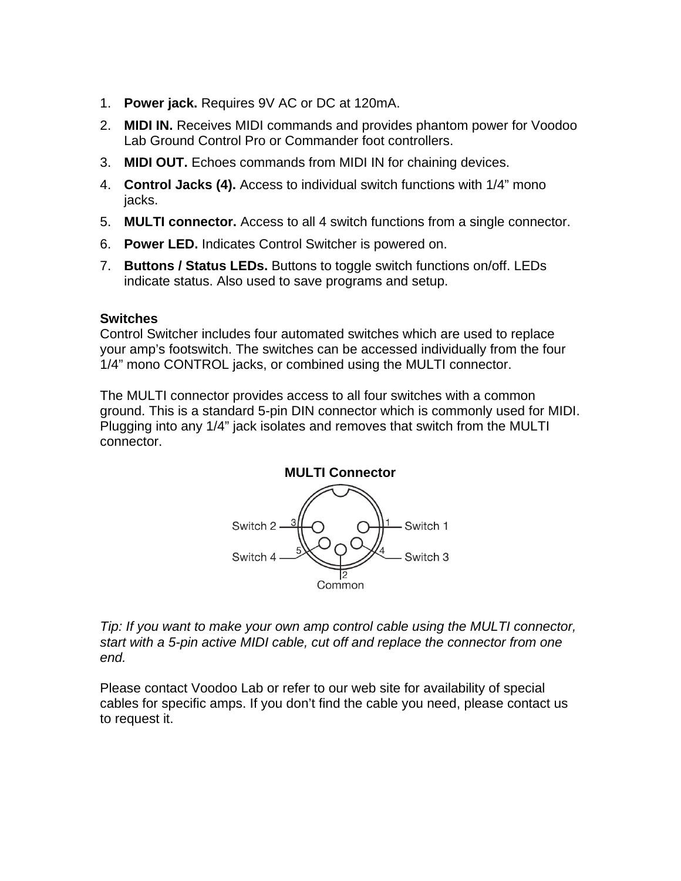1. **Power jack.** Requires 9V AC or DC at 120mA.
2. **MIDI IN.** Receives MIDI commands and provides phantom power for Voodoo Lab Ground Control Pro or Commander foot controllers.
3. **MIDI OUT.** Echoes commands from MIDI IN for chaining devices.
4. **Control Jacks (4).** Access to individual switch functions with 1/4" mono jacks.
5. **MULTI connector.** Access to all 4 switch functions from a single connector.
6. **Power LED.** Indicates Control Switcher is powered on.
7. **Buttons / Status LEDs.** Buttons to toggle switch functions on/off. LEDs indicate status. Also used to save programs and setup.

**Switches**
Control Switcher includes four automated switches which are used to replace your amp's footswitch. The switches can be accessed individually from the four 1/4" mono CONTROL jacks, or combined using the MULTI connector.

The MULTI connector provides access to all four switches with a common ground. This is a standard 5-pin DIN connector which is commonly used for MIDI. Plugging into any 1/4" jack isolates and removes that switch from the MULTI connector.

**MULTI Connector**

Switch 2 — 3, 1 — Switch 1
Switch 4 — 5, 4 — Switch 3
2 — Common

*Tip: If you want to make your own amp control cable using the MULTI connector, start with a 5-pin active MIDI cable, cut off and replace the connector from one end.*

Please contact Voodoo Lab or refer to our web site for availability of special cables for specific amps. If you don't find the cable you need, please contact us to request it.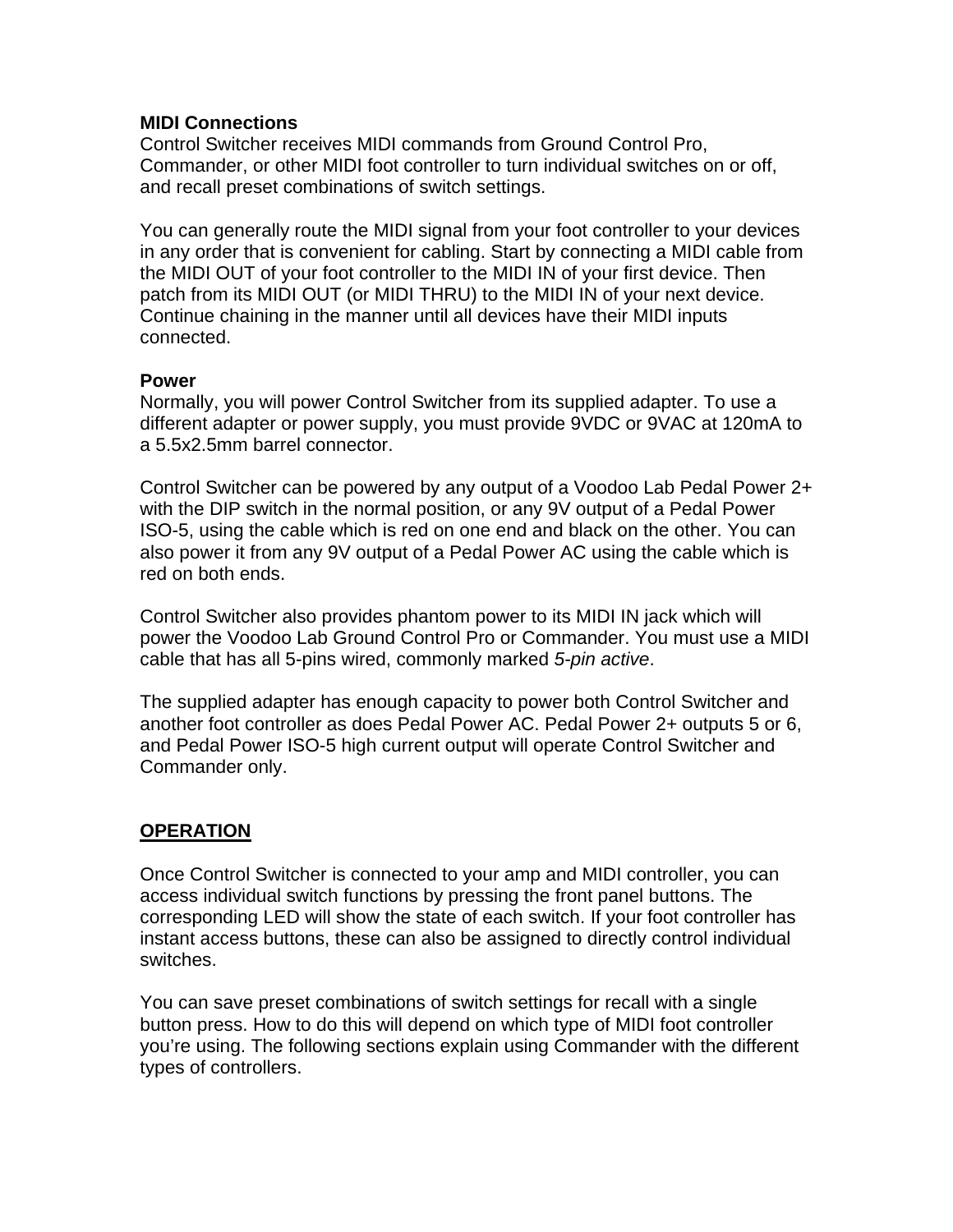**MIDI Connections**
Control Switcher receives MIDI commands from Ground Control Pro, Commander, or other MIDI foot controller to turn individual switches on or off, and recall preset combinations of switch settings.

You can generally route the MIDI signal from your foot controller to your devices in any order that is convenient for cabling. Start by connecting a MIDI cable from the MIDI OUT of your foot controller to the MIDI IN of your first device. Then patch from its MIDI OUT (or MIDI THRU) to the MIDI IN of your next device. Continue chaining in the manner until all devices have their MIDI inputs connected.

**Power**
Normally, you will power Control Switcher from its supplied adapter. To use a different adapter or power supply, you must provide 9VDC or 9VAC at 120mA to a 5.5x2.5mm barrel connector.

Control Switcher can be powered by any output of a Voodoo Lab Pedal Power 2+ with the DIP switch in the normal position, or any 9V output of a Pedal Power ISO-5, using the cable which is red on one end and black on the other. You can also power it from any 9V output of a Pedal Power AC using the cable which is red on both ends.

Control Switcher also provides phantom power to its MIDI IN jack which will power the Voodoo Lab Ground Control Pro or Commander. You must use a MIDI cable that has all 5-pins wired, commonly marked *5-pin active*.

The supplied adapter has enough capacity to power both Control Switcher and another foot controller as does Pedal Power AC. Pedal Power 2+ outputs 5 or 6, and Pedal Power ISO-5 high current output will operate Control Switcher and Commander only.

## OPERATION

Once Control Switcher is connected to your amp and MIDI controller, you can access individual switch functions by pressing the front panel buttons. The corresponding LED will show the state of each switch. If your foot controller has instant access buttons, these can also be assigned to directly control individual switches.

You can save preset combinations of switch settings for recall with a single button press. How to do this will depend on which type of MIDI foot controller you're using. The following sections explain using Commander with the different types of controllers.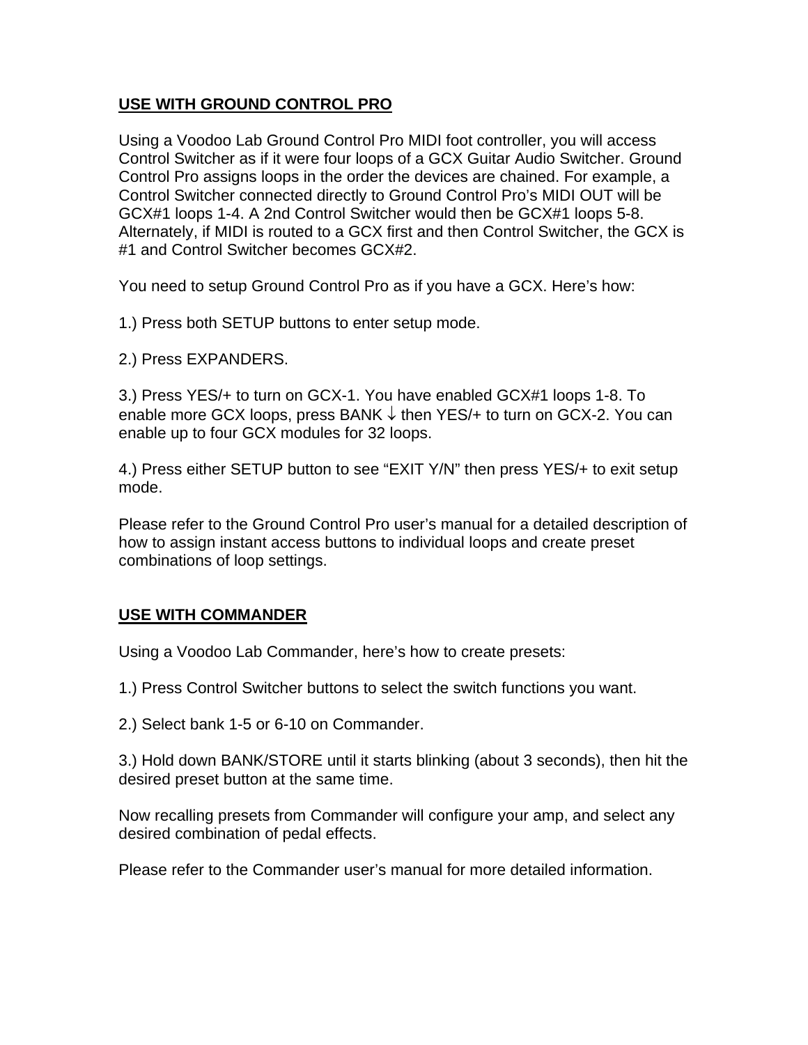## USE WITH GROUND CONTROL PRO

Using a Voodoo Lab Ground Control Pro MIDI foot controller, you will access Control Switcher as if it were four loops of a GCX Guitar Audio Switcher. Ground Control Pro assigns loops in the order the devices are chained. For example, a Control Switcher connected directly to Ground Control Pro's MIDI OUT will be GCX#1 loops 1-4. A 2nd Control Switcher would then be GCX#1 loops 5-8. Alternately, if MIDI is routed to a GCX first and then Control Switcher, the GCX is #1 and Control Switcher becomes GCX#2.

You need to setup Ground Control Pro as if you have a GCX. Here's how:

1.) Press both SETUP buttons to enter setup mode.

2.) Press EXPANDERS.

3.) Press YES/+ to turn on GCX-1. You have enabled GCX#1 loops 1-8. To enable more GCX loops, press BANK ↓ then YES/+ to turn on GCX-2. You can enable up to four GCX modules for 32 loops.

4.) Press either SETUP button to see "EXIT Y/N" then press YES/+ to exit setup mode.

Please refer to the Ground Control Pro user's manual for a detailed description of how to assign instant access buttons to individual loops and create preset combinations of loop settings.

## USE WITH COMMANDER

Using a Voodoo Lab Commander, here's how to create presets:

1.) Press Control Switcher buttons to select the switch functions you want.

2.) Select bank 1-5 or 6-10 on Commander.

3.) Hold down BANK/STORE until it starts blinking (about 3 seconds), then hit the desired preset button at the same time.

Now recalling presets from Commander will configure your amp, and select any desired combination of pedal effects.

Please refer to the Commander user's manual for more detailed information.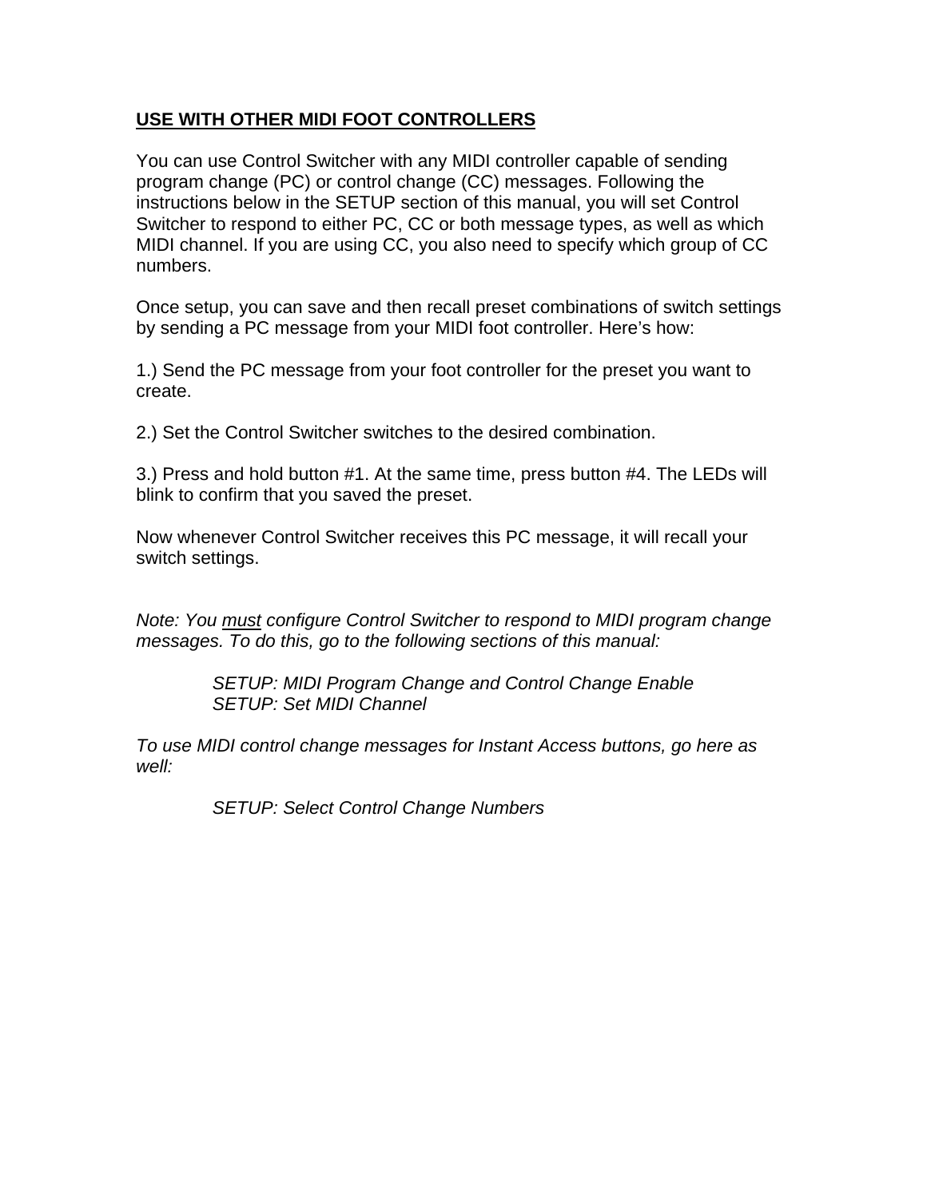## USE WITH OTHER MIDI FOOT CONTROLLERS

You can use Control Switcher with any MIDI controller capable of sending program change (PC) or control change (CC) messages. Following the instructions below in the SETUP section of this manual, you will set Control Switcher to respond to either PC, CC or both message types, as well as which MIDI channel. If you are using CC, you also need to specify which group of CC numbers.

Once setup, you can save and then recall preset combinations of switch settings by sending a PC message from your MIDI foot controller. Here's how:

1.) Send the PC message from your foot controller for the preset you want to create.

2.) Set the Control Switcher switches to the desired combination.

3.) Press and hold button #1. At the same time, press button #4. The LEDs will blink to confirm that you saved the preset.

Now whenever Control Switcher receives this PC message, it will recall your switch settings.

*Note: You <u>must</u> configure Control Switcher to respond to MIDI program change messages. To do this, go to the following sections of this manual:*

> *SETUP: MIDI Program Change and Control Change Enable*
> *SETUP: Set MIDI Channel*

*To use MIDI control change messages for Instant Access buttons, go here as well:*

> *SETUP: Select Control Change Numbers*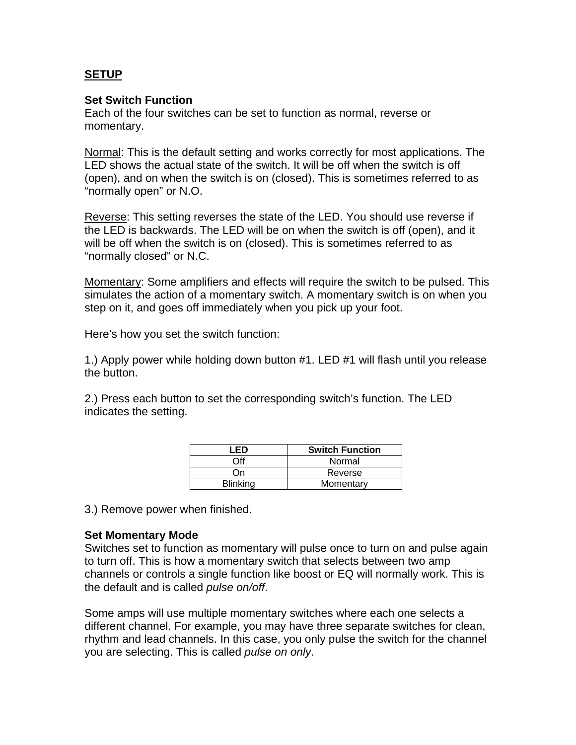## SETUP

### Set Switch Function

Each of the four switches can be set to function as normal, reverse or momentary.

Normal: This is the default setting and works correctly for most applications. The LED shows the actual state of the switch. It will be off when the switch is off (open), and on when the switch is on (closed). This is sometimes referred to as "normally open" or N.O.

Reverse: This setting reverses the state of the LED. You should use reverse if the LED is backwards. The LED will be on when the switch is off (open), and it will be off when the switch is on (closed). This is sometimes referred to as "normally closed" or N.C.

Momentary: Some amplifiers and effects will require the switch to be pulsed. This simulates the action of a momentary switch. A momentary switch is on when you step on it, and goes off immediately when you pick up your foot.

Here's how you set the switch function:

1.) Apply power while holding down button #1. LED #1 will flash until you release the button.

2.) Press each button to set the corresponding switch's function. The LED indicates the setting.

| LED | Switch Function |
|---|---|
| Off | Normal |
| On | Reverse |
| Blinking | Momentary |

3.) Remove power when finished.

### Set Momentary Mode

Switches set to function as momentary will pulse once to turn on and pulse again to turn off. This is how a momentary switch that selects between two amp channels or controls a single function like boost or EQ will normally work. This is the default and is called *pulse on/off*.

Some amps will use multiple momentary switches where each one selects a different channel. For example, you may have three separate switches for clean, rhythm and lead channels. In this case, you only pulse the switch for the channel you are selecting. This is called *pulse on only*.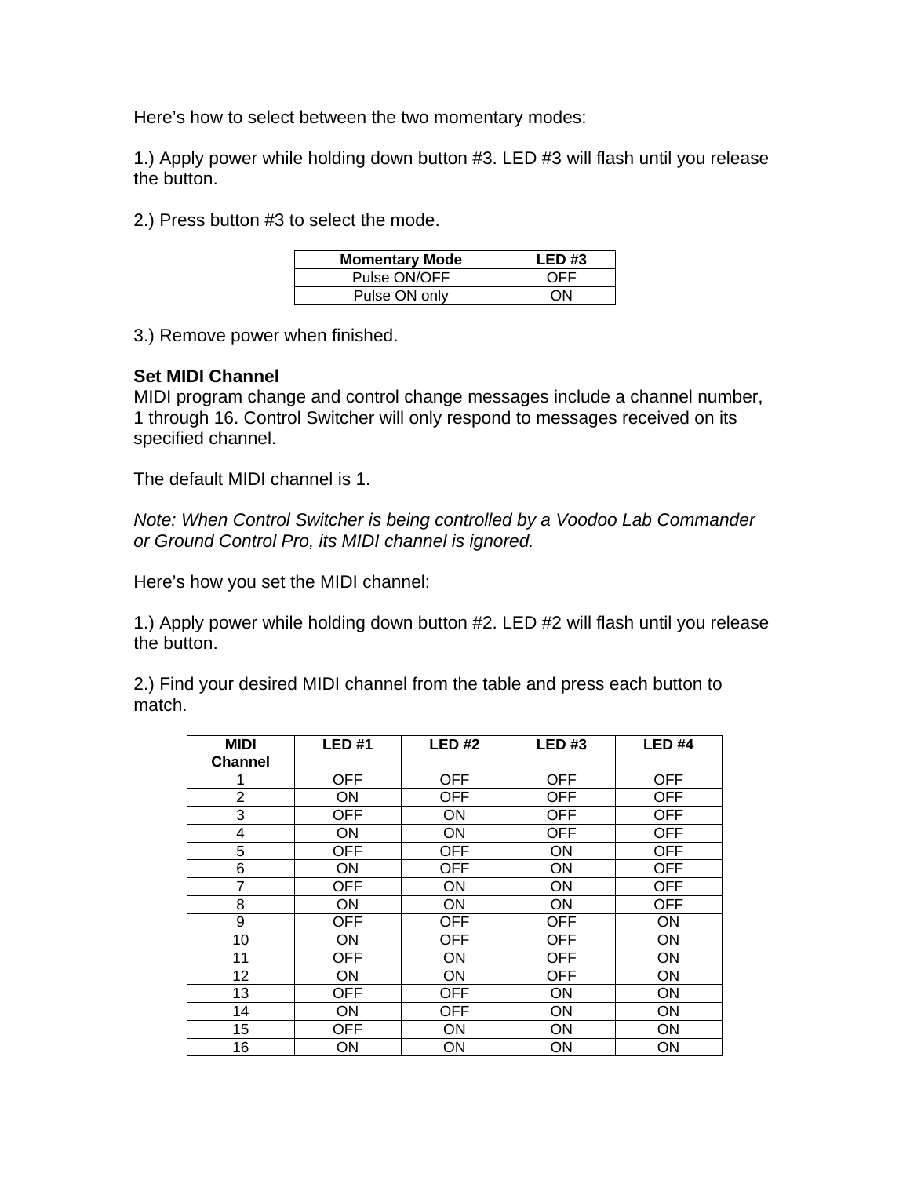Here's how to select between the two momentary modes:

1.) Apply power while holding down button #3. LED #3 will flash until you release the button.

2.) Press button #3 to select the mode.

| Momentary Mode | LED #3 |
|---|---|
| Pulse ON/OFF | OFF |
| Pulse ON only | ON |

3.) Remove power when finished.

**Set MIDI Channel**

MIDI program change and control change messages include a channel number, 1 through 16. Control Switcher will only respond to messages received on its specified channel.

The default MIDI channel is 1.

*Note: When Control Switcher is being controlled by a Voodoo Lab Commander or Ground Control Pro, its MIDI channel is ignored.*

Here's how you set the MIDI channel:

1.) Apply power while holding down button #2. LED #2 will flash until you release the button.

2.) Find your desired MIDI channel from the table and press each button to match.

| MIDI Channel | LED #1 | LED #2 | LED #3 | LED #4 |
|---|---|---|---|---|
| 1 | OFF | OFF | OFF | OFF |
| 2 | ON | OFF | OFF | OFF |
| 3 | OFF | ON | OFF | OFF |
| 4 | ON | ON | OFF | OFF |
| 5 | OFF | OFF | ON | OFF |
| 6 | ON | OFF | ON | OFF |
| 7 | OFF | ON | ON | OFF |
| 8 | ON | ON | ON | OFF |
| 9 | OFF | OFF | OFF | ON |
| 10 | ON | OFF | OFF | ON |
| 11 | OFF | ON | OFF | ON |
| 12 | ON | ON | OFF | ON |
| 13 | OFF | OFF | ON | ON |
| 14 | ON | OFF | ON | ON |
| 15 | OFF | ON | ON | ON |
| 16 | ON | ON | ON | ON |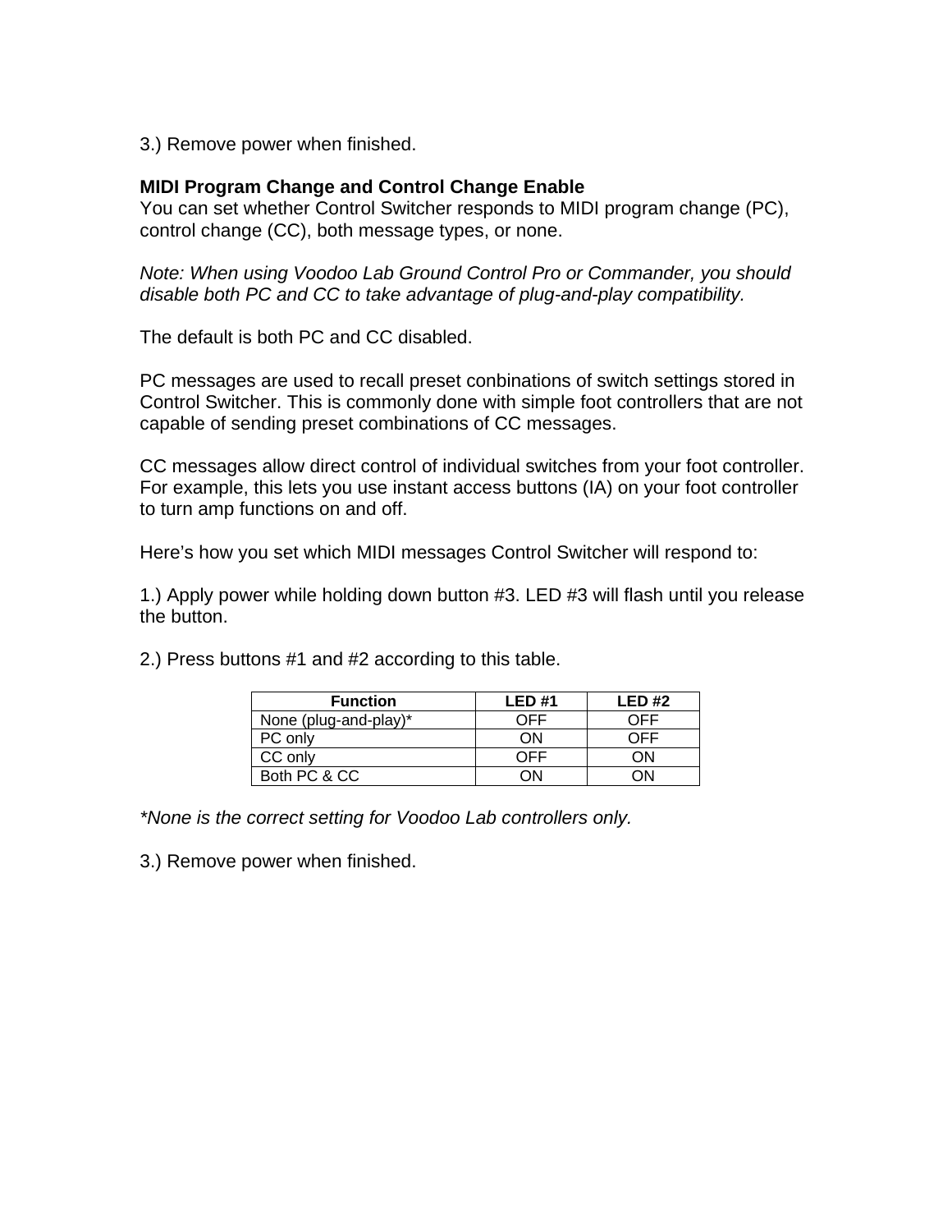3.) Remove power when finished.

**MIDI Program Change and Control Change Enable**
You can set whether Control Switcher responds to MIDI program change (PC), control change (CC), both message types, or none.

*Note: When using Voodoo Lab Ground Control Pro or Commander, you should disable both PC and CC to take advantage of plug-and-play compatibility.*

The default is both PC and CC disabled.

PC messages are used to recall preset conbinations of switch settings stored in Control Switcher. This is commonly done with simple foot controllers that are not capable of sending preset combinations of CC messages.

CC messages allow direct control of individual switches from your foot controller. For example, this lets you use instant access buttons (IA) on your foot controller to turn amp functions on and off.

Here's how you set which MIDI messages Control Switcher will respond to:

1.) Apply power while holding down button #3. LED #3 will flash until you release the button.

2.) Press buttons #1 and #2 according to this table.

| Function | LED #1 | LED #2 |
|---|---|---|
| None (plug-and-play)* | OFF | OFF |
| PC only | ON | OFF |
| CC only | OFF | ON |
| Both PC & CC | ON | ON |

*\*None is the correct setting for Voodoo Lab controllers only.*

3.) Remove power when finished.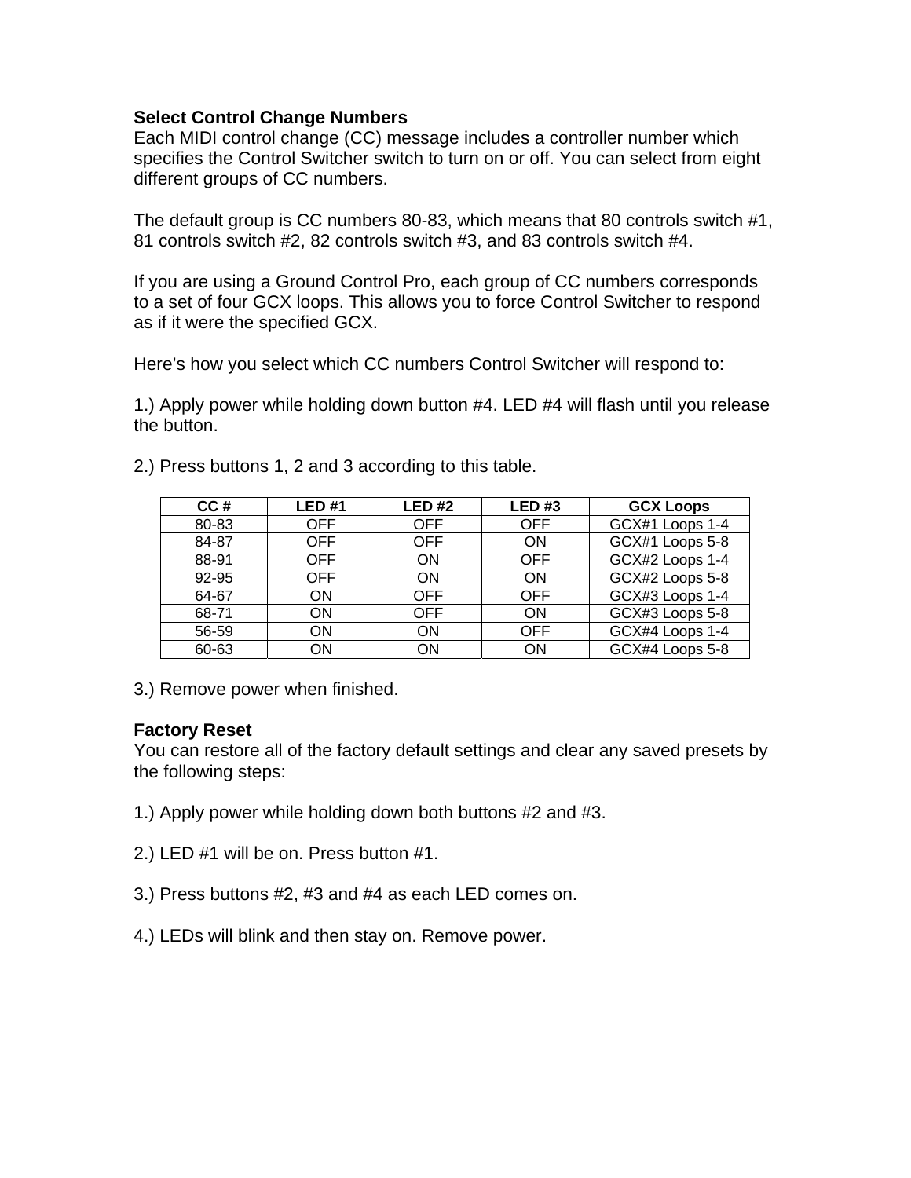## Select Control Change Numbers

Each MIDI control change (CC) message includes a controller number which specifies the Control Switcher switch to turn on or off. You can select from eight different groups of CC numbers.

The default group is CC numbers 80-83, which means that 80 controls switch #1, 81 controls switch #2, 82 controls switch #3, and 83 controls switch #4.

If you are using a Ground Control Pro, each group of CC numbers corresponds to a set of four GCX loops. This allows you to force Control Switcher to respond as if it were the specified GCX.

Here's how you select which CC numbers Control Switcher will respond to:

1.) Apply power while holding down button #4. LED #4 will flash until you release the button.

2.) Press buttons 1, 2 and 3 according to this table.

| CC # | LED #1 | LED #2 | LED #3 | GCX Loops |
|---|---|---|---|---|
| 80-83 | OFF | OFF | OFF | GCX#1 Loops 1-4 |
| 84-87 | OFF | OFF | ON | GCX#1 Loops 5-8 |
| 88-91 | OFF | ON | OFF | GCX#2 Loops 1-4 |
| 92-95 | OFF | ON | ON | GCX#2 Loops 5-8 |
| 64-67 | ON | OFF | OFF | GCX#3 Loops 1-4 |
| 68-71 | ON | OFF | ON | GCX#3 Loops 5-8 |
| 56-59 | ON | ON | OFF | GCX#4 Loops 1-4 |
| 60-63 | ON | ON | ON | GCX#4 Loops 5-8 |

3.) Remove power when finished.

## Factory Reset

You can restore all of the factory default settings and clear any saved presets by the following steps:

1.) Apply power while holding down both buttons #2 and #3.

2.) LED #1 will be on. Press button #1.

3.) Press buttons #2, #3 and #4 as each LED comes on.

4.) LEDs will blink and then stay on. Remove power.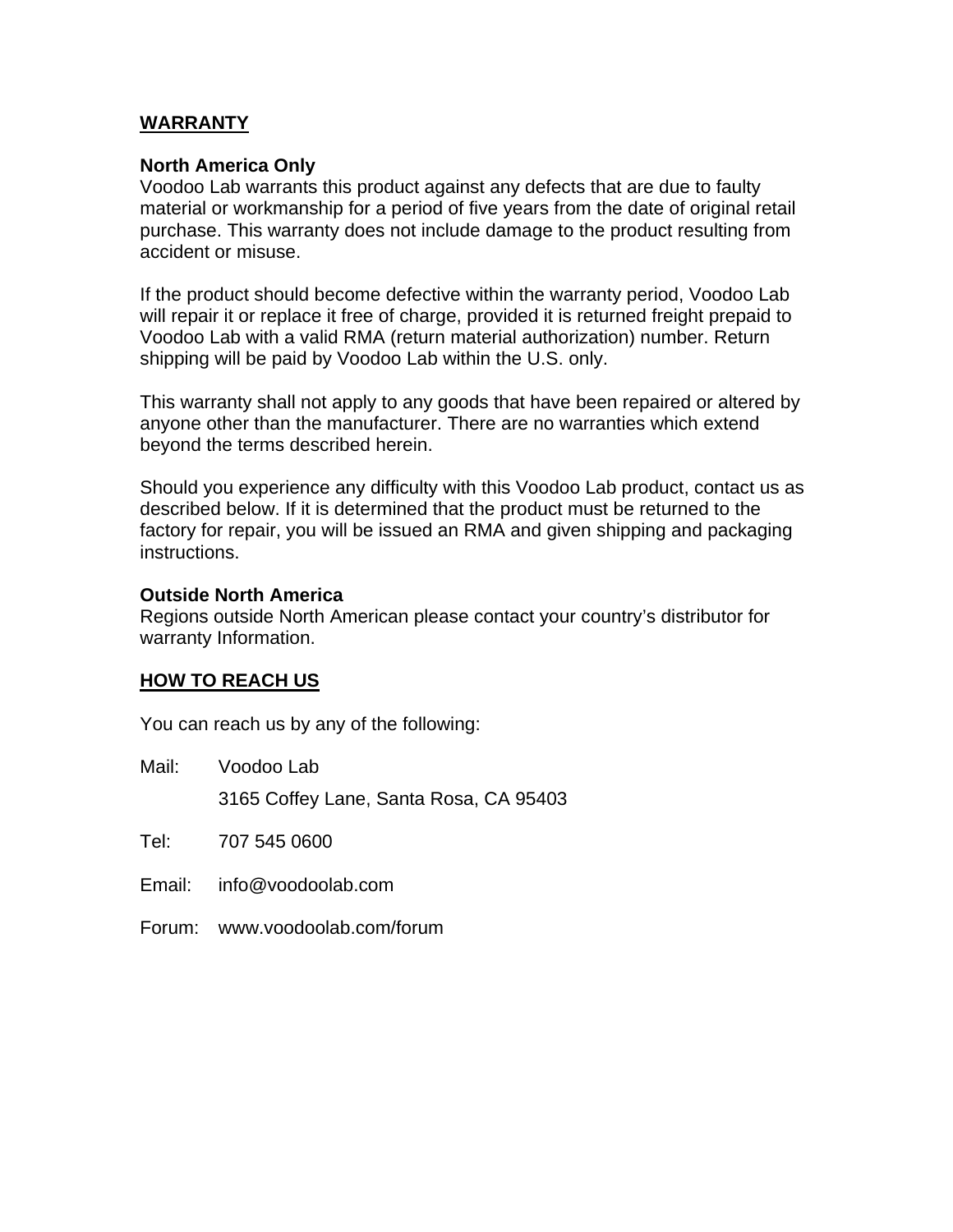## WARRANTY

**North America Only**
Voodoo Lab warrants this product against any defects that are due to faulty material or workmanship for a period of five years from the date of original retail purchase. This warranty does not include damage to the product resulting from accident or misuse.

If the product should become defective within the warranty period, Voodoo Lab will repair it or replace it free of charge, provided it is returned freight prepaid to Voodoo Lab with a valid RMA (return material authorization) number. Return shipping will be paid by Voodoo Lab within the U.S. only.

This warranty shall not apply to any goods that have been repaired or altered by anyone other than the manufacturer. There are no warranties which extend beyond the terms described herein.

Should you experience any difficulty with this Voodoo Lab product, contact us as described below. If it is determined that the product must be returned to the factory for repair, you will be issued an RMA and given shipping and packaging instructions.

**Outside North America**
Regions outside North American please contact your country's distributor for warranty Information.

## HOW TO REACH US

You can reach us by any of the following:

Mail: Voodoo Lab
3165 Coffey Lane, Santa Rosa, CA 95403

Tel: 707 545 0600

Email: info@voodoolab.com

Forum: www.voodoolab.com/forum